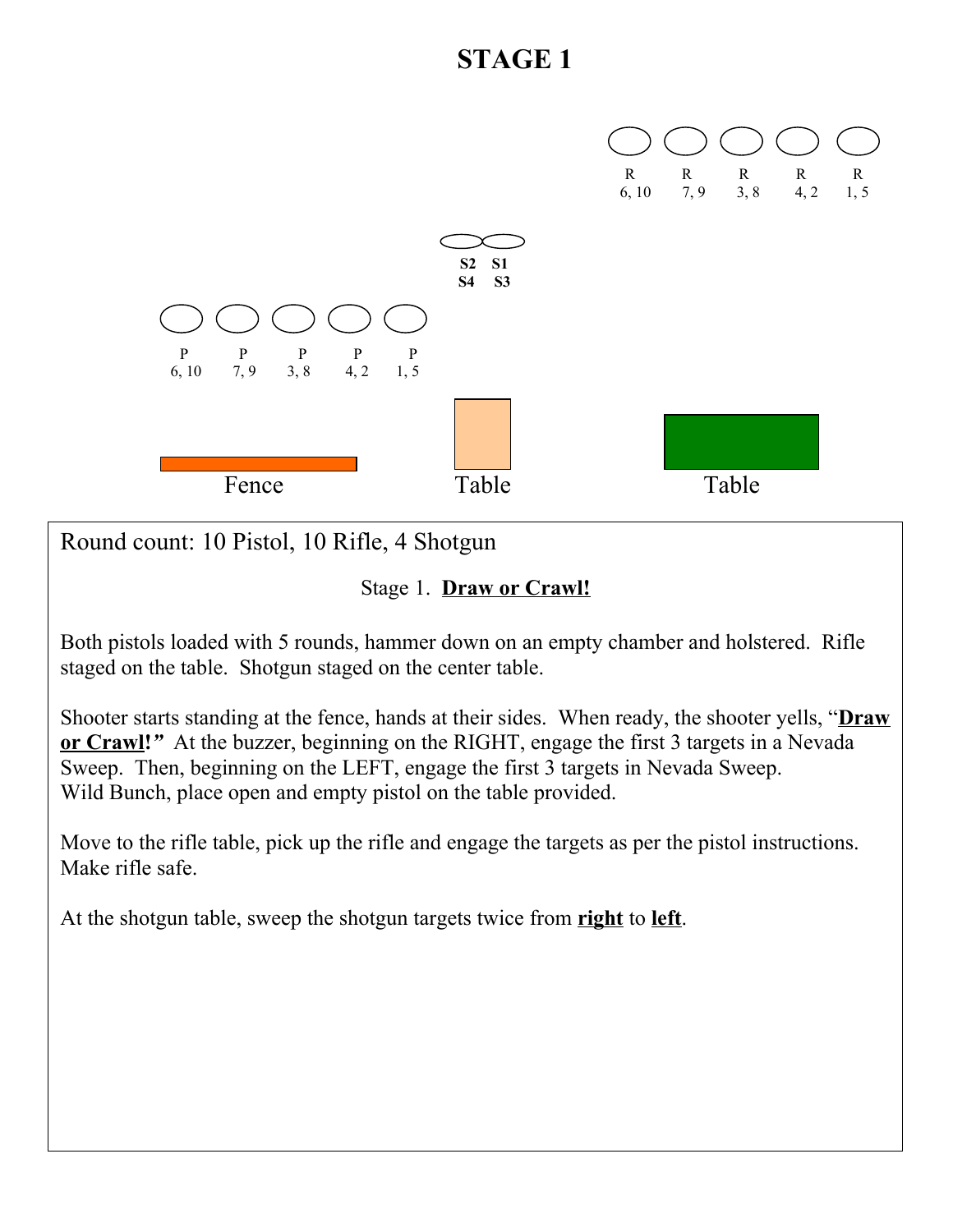# STAGE 1

R 6, 10 | R 7, 9 | R 3, 8 | R 4, 2 | R 1, 5

S2 S1
S4 S3

P 6, 10 | P 7, 9 | P 3, 8 | P 4, 2 | P 1, 5

Fence | Table | Table

Round count: 10 Pistol, 10 Rifle, 4 Shotgun

Stage 1. **Draw or Crawl!**

Both pistols loaded with 5 rounds, hammer down on an empty chamber and holstered. Rifle staged on the table. Shotgun staged on the center table.

Shooter starts standing at the fence, hands at their sides. When ready, the shooter yells, "**Draw or Crawl!**" At the buzzer, beginning on the RIGHT, engage the first 3 targets in a Nevada Sweep. Then, beginning on the LEFT, engage the first 3 targets in Nevada Sweep.
Wild Bunch, place open and empty pistol on the table provided.

Move to the rifle table, pick up the rifle and engage the targets as per the pistol instructions. Make rifle safe.

At the shotgun table, sweep the shotgun targets twice from **right** to **left**.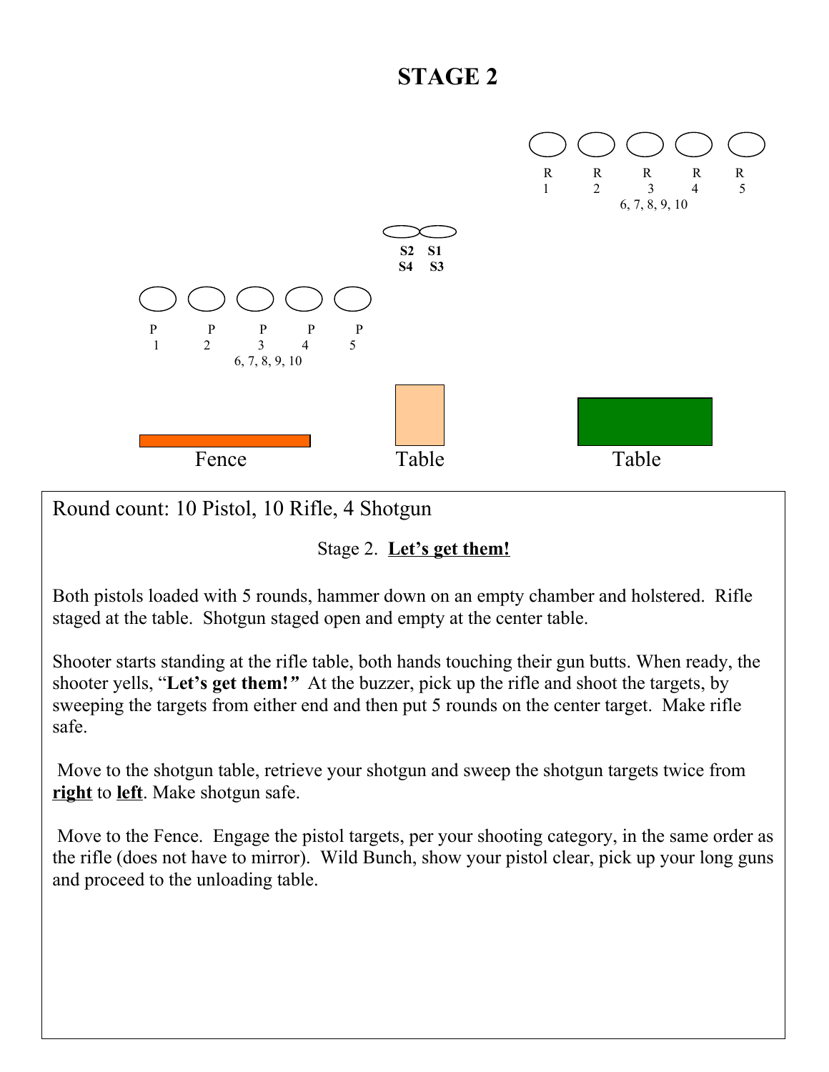# STAGE 2

R1 R2 R3 R4 R5
6, 7, 8, 9, 10

S2 S1
S4 S3

P1 P2 P3 P4 P5
6, 7, 8, 9, 10

Fence Table Table

Round count: 10 Pistol, 10 Rifle, 4 Shotgun

Stage 2. **Let's get them!**

Both pistols loaded with 5 rounds, hammer down on an empty chamber and holstered. Rifle staged at the table. Shotgun staged open and empty at the center table.

Shooter starts standing at the rifle table, both hands touching their gun butts. When ready, the shooter yells, "**Let's get them!**" At the buzzer, pick up the rifle and shoot the targets, by sweeping the targets from either end and then put 5 rounds on the center target. Make rifle safe.

Move to the shotgun table, retrieve your shotgun and sweep the shotgun targets twice from **right** to **left**. Make shotgun safe.

Move to the Fence. Engage the pistol targets, per your shooting category, in the same order as the rifle (does not have to mirror). Wild Bunch, show your pistol clear, pick up your long guns and proceed to the unloading table.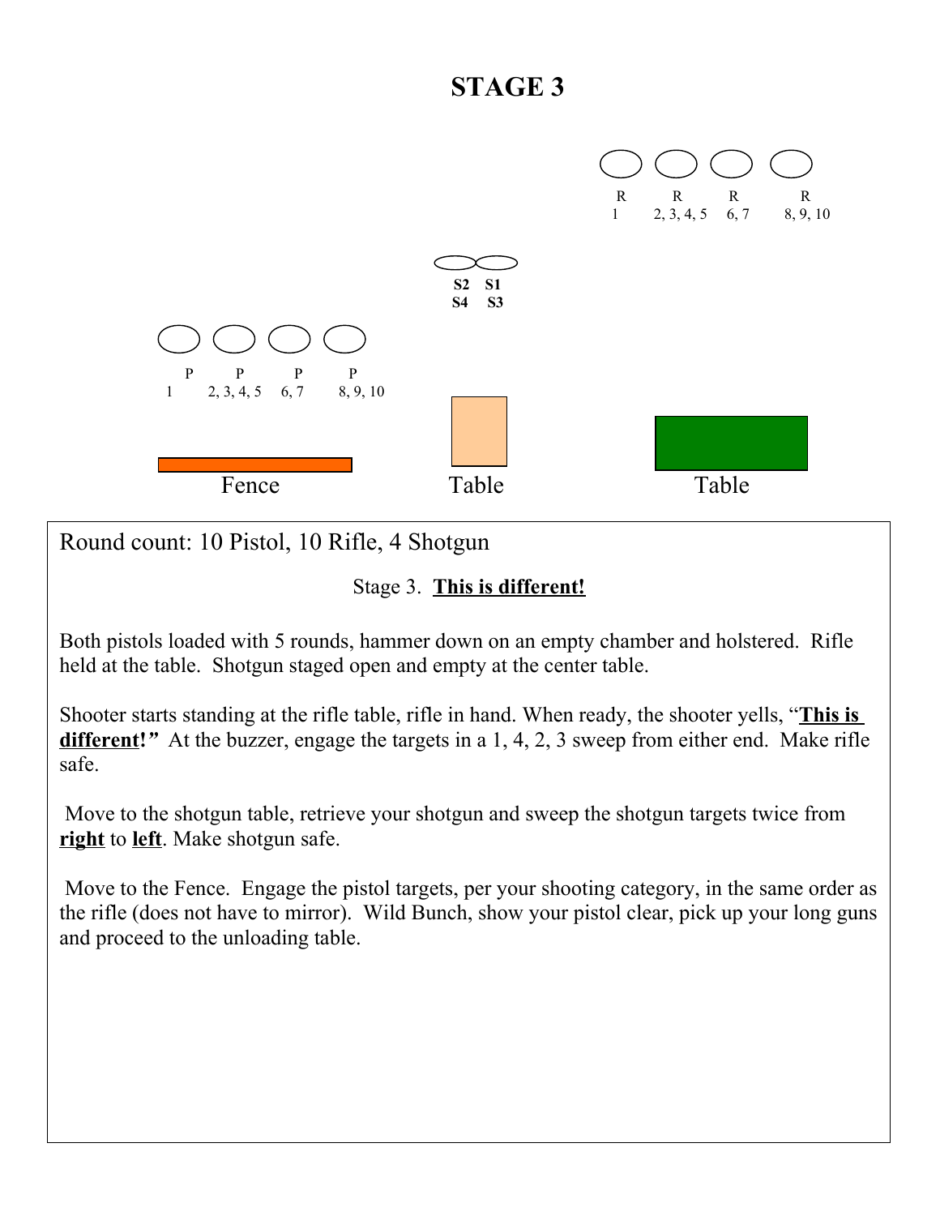# STAGE 3

R 1 | R 2, 3, 4, 5 | R 6, 7 | R 8, 9, 10

S2 S1
S4 S3

P 1 | P 2, 3, 4, 5 | P 6, 7 | P 8, 9, 10

Fence | Table | Table

Round count: 10 Pistol, 10 Rifle, 4 Shotgun

Stage 3. **<u>This is different!</u>**

Both pistols loaded with 5 rounds, hammer down on an empty chamber and holstered. Rifle held at the table. Shotgun staged open and empty at the center table.

Shooter starts standing at the rifle table, rifle in hand. When ready, the shooter yells, "**<u>This is different!</u>**" At the buzzer, engage the targets in a 1, 4, 2, 3 sweep from either end. Make rifle safe.

Move to the shotgun table, retrieve your shotgun and sweep the shotgun targets twice from **<u>right</u>** to **<u>left</u>**. Make shotgun safe.

Move to the Fence. Engage the pistol targets, per your shooting category, in the same order as the rifle (does not have to mirror). Wild Bunch, show your pistol clear, pick up your long guns and proceed to the unloading table.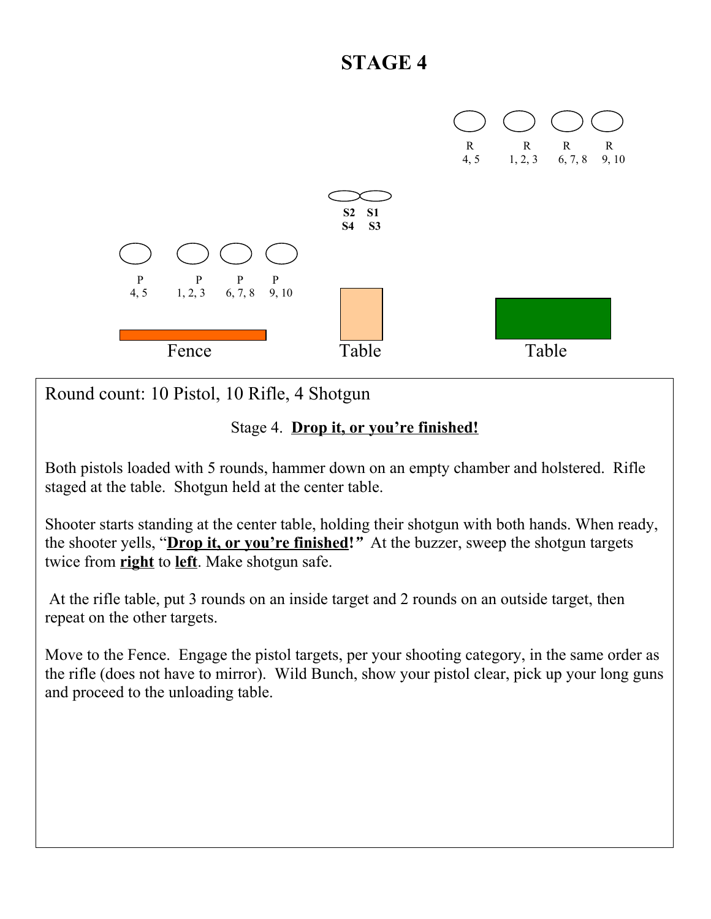# STAGE 4

R
4, 5

R
1, 2, 3

R
6, 7, 8

R
9, 10

S2 S1
S4 S3

P
4, 5

P
1, 2, 3

P
6, 7, 8

P
9, 10

Fence

Table

Table

Round count: 10 Pistol, 10 Rifle, 4 Shotgun

Stage 4. **Drop it, or you're finished!**

Both pistols loaded with 5 rounds, hammer down on an empty chamber and holstered. Rifle staged at the table. Shotgun held at the center table.

Shooter starts standing at the center table, holding their shotgun with both hands. When ready, the shooter yells, "**Drop it, or you're finished!**" At the buzzer, sweep the shotgun targets twice from **right** to **left**. Make shotgun safe.

At the rifle table, put 3 rounds on an inside target and 2 rounds on an outside target, then repeat on the other targets.

Move to the Fence. Engage the pistol targets, per your shooting category, in the same order as the rifle (does not have to mirror). Wild Bunch, show your pistol clear, pick up your long guns and proceed to the unloading table.